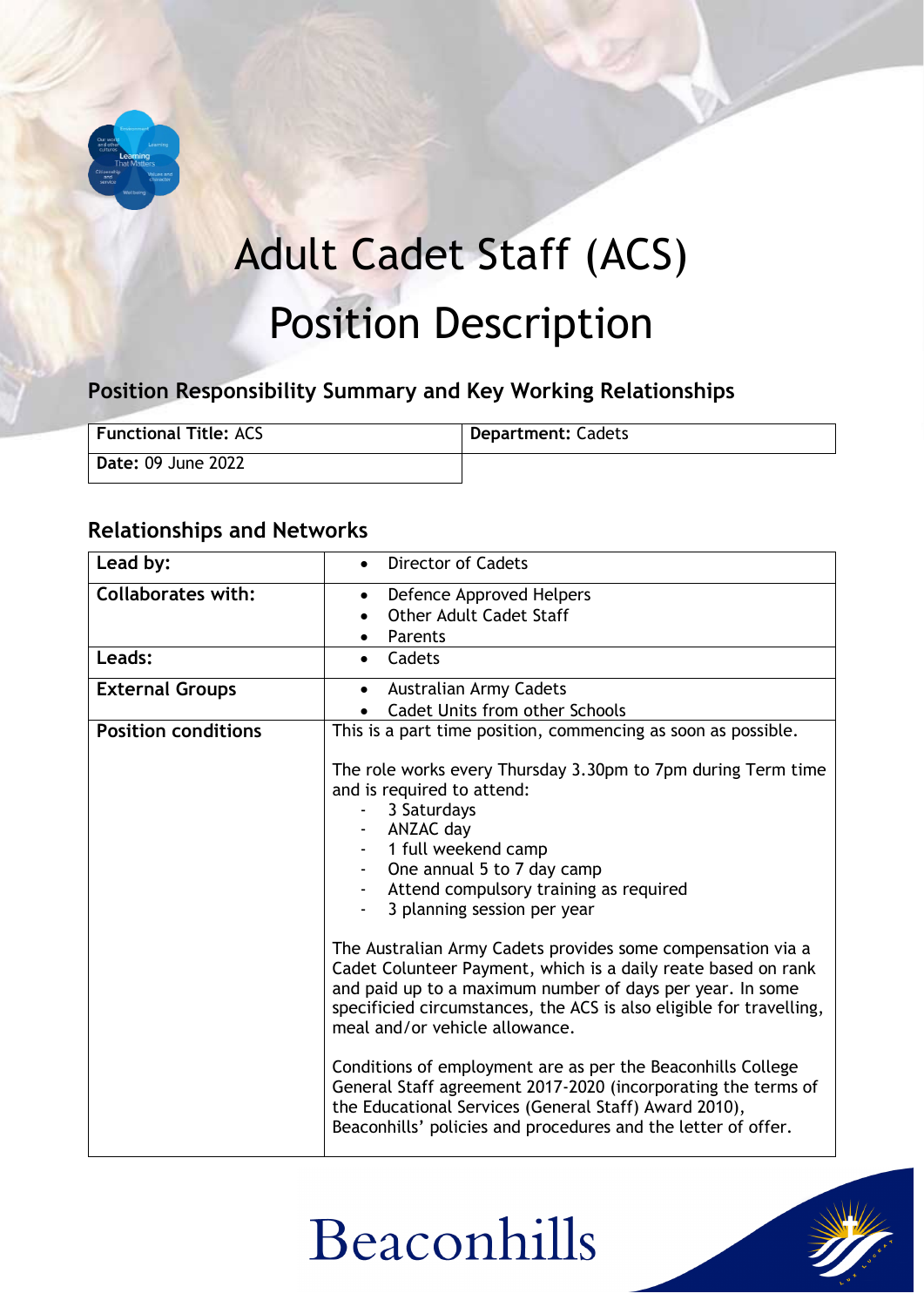# Adult Cadet Staff (ACS) Position Description

## Position Responsibility Summary and Key Working Relationships

| **Functional Title:** ACS | **Department:** Cadets |
|---|---|
| **Date:** 09 June 2022 | |

## Relationships and Networks

| **Lead by:** | • Director of Cadets |
|---|---|
| **Collaborates with:** | • Defence Approved Helpers<br>• Other Adult Cadet Staff<br>• Parents |
| **Leads:** | • Cadets |
| **External Groups** | • Australian Army Cadets<br>• Cadet Units from other Schools |
| **Position conditions** | This is a part time position, commencing as soon as possible.<br><br>The role works every Thursday 3.30pm to 7pm during Term time and is required to attend:<br>- 3 Saturdays<br>- ANZAC day<br>- 1 full weekend camp<br>- One annual 5 to 7 day camp<br>- Attend compulsory training as required<br>- 3 planning session per year<br><br>The Australian Army Cadets provides some compensation via a Cadet Colunteer Payment, which is a daily reate based on rank and paid up to a maximum number of days per year. In some specificied circumstances, the ACS is also eligible for travelling, meal and/or vehicle allowance.<br><br>Conditions of employment are as per the Beaconhills College General Staff agreement 2017-2020 (incorporating the terms of the Educational Services (General Staff) Award 2010), Beaconhills' policies and procedures and the letter of offer. |

Beaconhills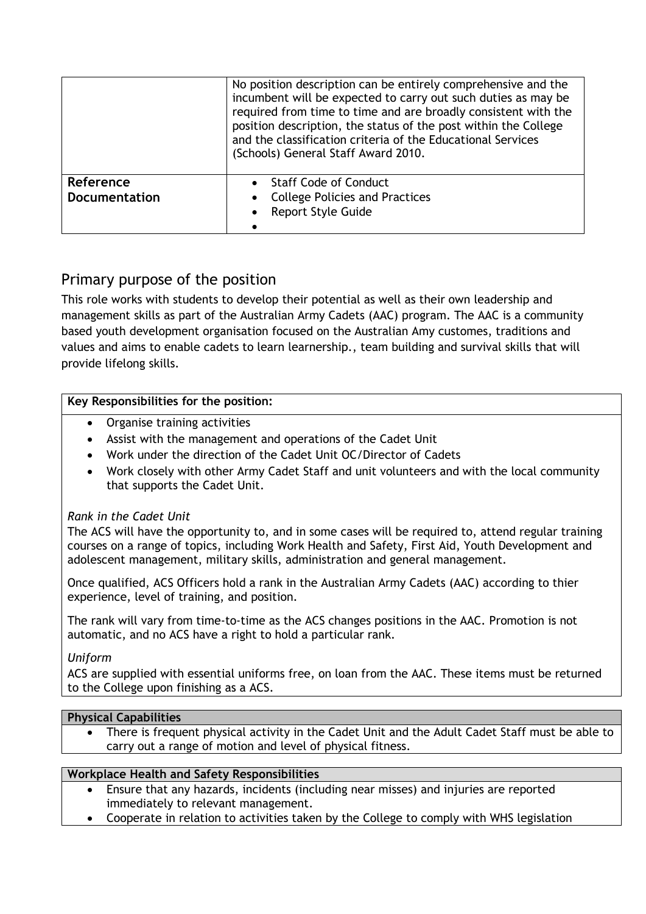| | |
|---|---|
| | No position description can be entirely comprehensive and the incumbent will be expected to carry out such duties as may be required from time to time and are broadly consistent with the position description, the status of the post within the College and the classification criteria of the Educational Services (Schools) General Staff Award 2010. |
| **Reference Documentation** | • Staff Code of Conduct<br>• College Policies and Practices<br>• Report Style Guide<br>• |

## Primary purpose of the position

This role works with students to develop their potential as well as their own leadership and management skills as part of the Australian Army Cadets (AAC) program. The AAC is a community based youth development organisation focused on the Australian Amy customes, traditions and values and aims to enable cadets to learn learnership., team building and survival skills that will provide lifelong skills.

**Key Responsibilities for the position:**

- Organise training activities
- Assist with the management and operations of the Cadet Unit
- Work under the direction of the Cadet Unit OC/Director of Cadets
- Work closely with other Army Cadet Staff and unit volunteers and with the local community that supports the Cadet Unit.

*Rank in the Cadet Unit*

The ACS will have the opportunity to, and in some cases will be required to, attend regular training courses on a range of topics, including Work Health and Safety, First Aid, Youth Development and adolescent management, military skills, administration and general management.

Once qualified, ACS Officers hold a rank in the Australian Army Cadets (AAC) according to thier experience, level of training, and position.

The rank will vary from time-to-time as the ACS changes positions in the AAC. Promotion is not automatic, and no ACS have a right to hold a particular rank.

*Uniform*

ACS are supplied with essential uniforms free, on loan from the AAC. These items must be returned to the College upon finishing as a ACS.

**Physical Capabilities**

- There is frequent physical activity in the Cadet Unit and the Adult Cadet Staff must be able to carry out a range of motion and level of physical fitness.

**Workplace Health and Safety Responsibilities**

- Ensure that any hazards, incidents (including near misses) and injuries are reported immediately to relevant management.
- Cooperate in relation to activities taken by the College to comply with WHS legislation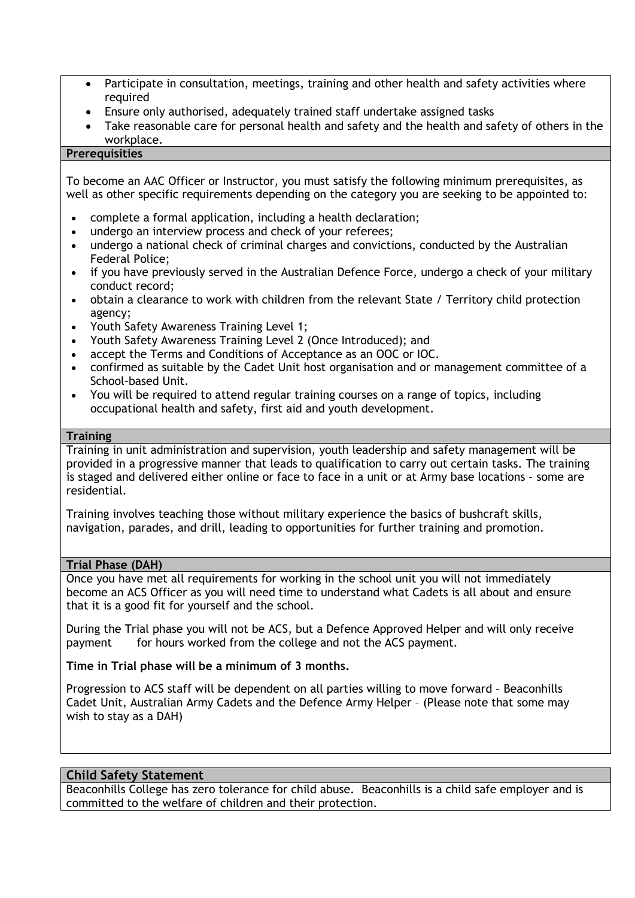- Participate in consultation, meetings, training and other health and safety activities where required
- Ensure only authorised, adequately trained staff undertake assigned tasks
- Take reasonable care for personal health and safety and the health and safety of others in the workplace.

**Prerequisities**

To become an AAC Officer or Instructor, you must satisfy the following minimum prerequisites, as well as other specific requirements depending on the category you are seeking to be appointed to:

- complete a formal application, including a health declaration;
- undergo an interview process and check of your referees;
- undergo a national check of criminal charges and convictions, conducted by the Australian Federal Police;
- if you have previously served in the Australian Defence Force, undergo a check of your military conduct record;
- obtain a clearance to work with children from the relevant State / Territory child protection agency;
- Youth Safety Awareness Training Level 1;
- Youth Safety Awareness Training Level 2 (Once Introduced); and
- accept the Terms and Conditions of Acceptance as an OOC or IOC.
- confirmed as suitable by the Cadet Unit host organisation and or management committee of a School-based Unit.
- You will be required to attend regular training courses on a range of topics, including occupational health and safety, first aid and youth development.

**Training**

Training in unit administration and supervision, youth leadership and safety management will be provided in a progressive manner that leads to qualification to carry out certain tasks. The training is staged and delivered either online or face to face in a unit or at Army base locations – some are residential.

Training involves teaching those without military experience the basics of bushcraft skills, navigation, parades, and drill, leading to opportunities for further training and promotion.

**Trial Phase (DAH)**

Once you have met all requirements for working in the school unit you will not immediately become an ACS Officer as you will need time to understand what Cadets is all about and ensure that it is a good fit for yourself and the school.

During the Trial phase you will not be ACS, but a Defence Approved Helper and will only receive payment for hours worked from the college and not the ACS payment.

**Time in Trial phase will be a minimum of 3 months.**

Progression to ACS staff will be dependent on all parties willing to move forward – Beaconhills Cadet Unit, Australian Army Cadets and the Defence Army Helper – (Please note that some may wish to stay as a DAH)

**Child Safety Statement**

Beaconhills College has zero tolerance for child abuse. Beaconhills is a child safe employer and is committed to the welfare of children and their protection.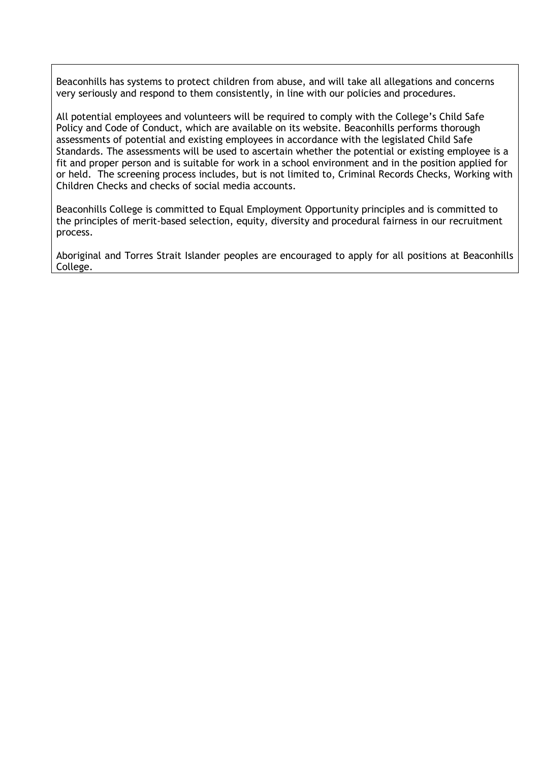Beaconhills has systems to protect children from abuse, and will take all allegations and concerns very seriously and respond to them consistently, in line with our policies and procedures.

All potential employees and volunteers will be required to comply with the College's Child Safe Policy and Code of Conduct, which are available on its website. Beaconhills performs thorough assessments of potential and existing employees in accordance with the legislated Child Safe Standards. The assessments will be used to ascertain whether the potential or existing employee is a fit and proper person and is suitable for work in a school environment and in the position applied for or held. The screening process includes, but is not limited to, Criminal Records Checks, Working with Children Checks and checks of social media accounts.

Beaconhills College is committed to Equal Employment Opportunity principles and is committed to the principles of merit-based selection, equity, diversity and procedural fairness in our recruitment process.

Aboriginal and Torres Strait Islander peoples are encouraged to apply for all positions at Beaconhills College.